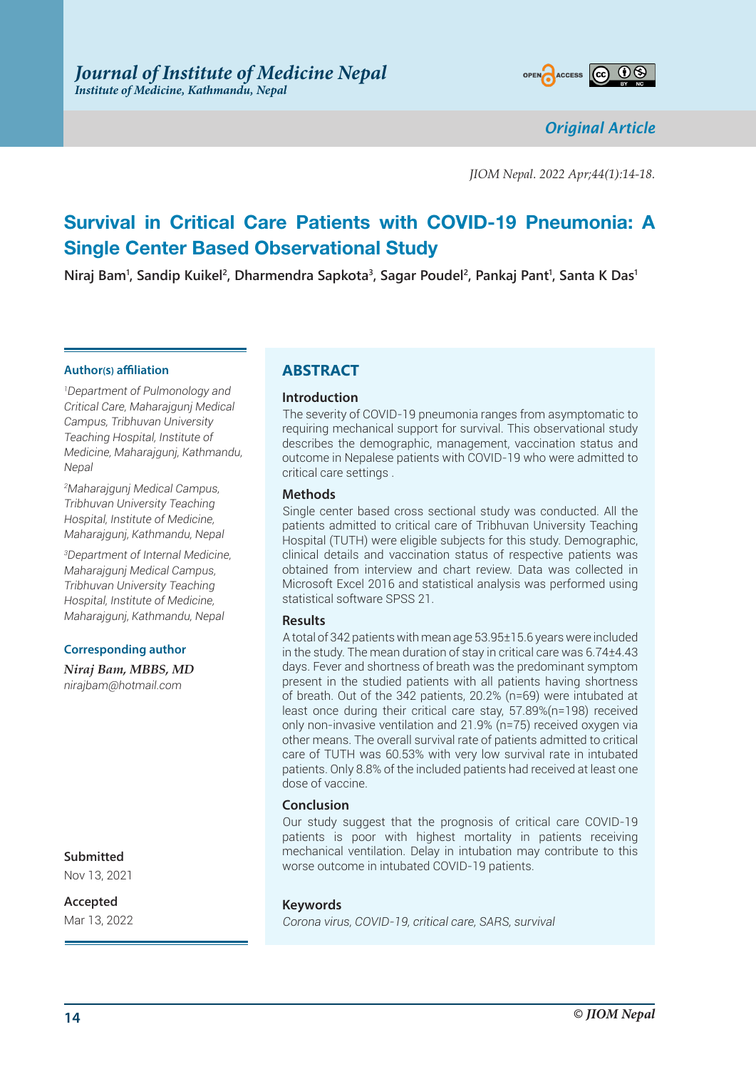Original Article

# Survival in Critical Care Patients with COVID-19 Pneumonia: A Single Center Based Observational Study

**Niraj Bam[1], Sandip Kuikel[2], Dharmendra Sapkota[3], Sagar Poudel[2], Pankaj Pant[1], Santa K Das[1]**

**Author(s) affiliation**

[1]*Department of Pulmonology and Critical Care, Maharajgunj Medical Campus, Tribhuvan University Teaching Hospital, Institute of Medicine, Maharajgunj, Kathmandu, Nepal*

[2]*Maharajgunj Medical Campus, Tribhuvan University Teaching Hospital, Institute of Medicine, Maharajgunj, Kathmandu, Nepal*

[3]*Department of Internal Medicine, Maharajgunj Medical Campus, Tribhuvan University Teaching Hospital, Institute of Medicine, Maharajgunj, Kathmandu, Nepal*

**Corresponding author**

*Niraj Bam, MBBS, MD*
*nirajbam@hotmail.com*

**Submitted**
Nov 13, 2021

**Accepted**
Mar 13, 2022

## ABSTRACT

### Introduction

The severity of COVID-19 pneumonia ranges from asymptomatic to requiring mechanical support for survival. This observational study describes the demographic, management, vaccination status and outcome in Nepalese patients with COVID-19 who were admitted to critical care settings .

### Methods

Single center based cross sectional study was conducted. All the patients admitted to critical care of Tribhuvan University Teaching Hospital (TUTH) were eligible subjects for this study. Demographic, clinical details and vaccination status of respective patients was obtained from interview and chart review. Data was collected in Microsoft Excel 2016 and statistical analysis was performed using statistical software SPSS 21.

### Results

A total of 342 patients with mean age 53.95±15.6 years were included in the study. The mean duration of stay in critical care was 6.74±4.43 days. Fever and shortness of breath was the predominant symptom present in the studied patients with all patients having shortness of breath. Out of the 342 patients, 20.2% (n=69) were intubated at least once during their critical care stay, 57.89%(n=198) received only non-invasive ventilation and 21.9% (n=75) received oxygen via other means. The overall survival rate of patients admitted to critical care of TUTH was 60.53% with very low survival rate in intubated patients. Only 8.8% of the included patients had received at least one dose of vaccine.

### Conclusion

Our study suggest that the prognosis of critical care COVID-19 patients is poor with highest mortality in patients receiving mechanical ventilation. Delay in intubation may contribute to this worse outcome in intubated COVID-19 patients.

### Keywords

*Corona virus, COVID-19, critical care, SARS, survival*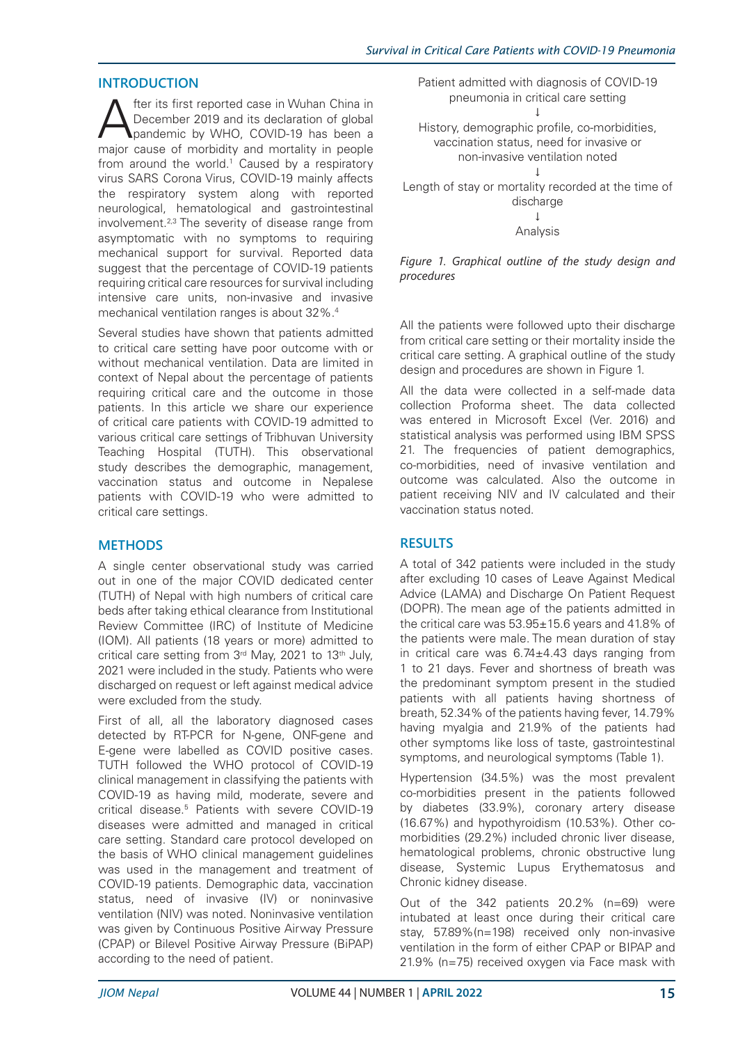## INTRODUCTION

After its first reported case in Wuhan China in December 2019 and its declaration of global pandemic by WHO, COVID-19 has been a major cause of morbidity and mortality in people from around the world.[1] Caused by a respiratory virus SARS Corona Virus, COVID-19 mainly affects the respiratory system along with reported neurological, hematological and gastrointestinal involvement.[2,3] The severity of disease range from asymptomatic with no symptoms to requiring mechanical support for survival. Reported data suggest that the percentage of COVID-19 patients requiring critical care resources for survival including intensive care units, non-invasive and invasive mechanical ventilation ranges is about 32%.[4]

Several studies have shown that patients admitted to critical care setting have poor outcome with or without mechanical ventilation. Data are limited in context of Nepal about the percentage of patients requiring critical care and the outcome in those patients. In this article we share our experience of critical care patients with COVID-19 admitted to various critical care settings of Tribhuvan University Teaching Hospital (TUTH). This observational study describes the demographic, management, vaccination status and outcome in Nepalese patients with COVID-19 who were admitted to critical care settings.

## METHODS

A single center observational study was carried out in one of the major COVID dedicated center (TUTH) of Nepal with high numbers of critical care beds after taking ethical clearance from Institutional Review Committee (IRC) of Institute of Medicine (IOM). All patients (18 years or more) admitted to critical care setting from 3rd May, 2021 to 13th July, 2021 were included in the study. Patients who were discharged on request or left against medical advice were excluded from the study.

First of all, all the laboratory diagnosed cases detected by RT-PCR for N-gene, ONF-gene and E-gene were labelled as COVID positive cases. TUTH followed the WHO protocol of COVID-19 clinical management in classifying the patients with COVID-19 as having mild, moderate, severe and critical disease.[5] Patients with severe COVID-19 diseases were admitted and managed in critical care setting. Standard care protocol developed on the basis of WHO clinical management guidelines was used in the management and treatment of COVID-19 patients. Demographic data, vaccination status, need of invasive (IV) or noninvasive ventilation (NIV) was noted. Noninvasive ventilation was given by Continuous Positive Airway Pressure (CPAP) or Bilevel Positive Airway Pressure (BiPAP) according to the need of patient.

Patient admitted with diagnosis of COVID-19 pneumonia in critical care setting
↓
History, demographic profile, co-morbidities, vaccination status, need for invasive or non-invasive ventilation noted
↓
Length of stay or mortality recorded at the time of discharge
↓
Analysis

*Figure 1. Graphical outline of the study design and procedures*

All the patients were followed upto their discharge from critical care setting or their mortality inside the critical care setting. A graphical outline of the study design and procedures are shown in Figure 1.

All the data were collected in a self-made data collection Proforma sheet. The data collected was entered in Microsoft Excel (Ver. 2016) and statistical analysis was performed using IBM SPSS 21. The frequencies of patient demographics, co-morbidities, need of invasive ventilation and outcome was calculated. Also the outcome in patient receiving NIV and IV calculated and their vaccination status noted.

## RESULTS

A total of 342 patients were included in the study after excluding 10 cases of Leave Against Medical Advice (LAMA) and Discharge On Patient Request (DOPR). The mean age of the patients admitted in the critical care was 53.95±15.6 years and 41.8% of the patients were male. The mean duration of stay in critical care was 6.74±4.43 days ranging from 1 to 21 days. Fever and shortness of breath was the predominant symptom present in the studied patients with all patients having shortness of breath, 52.34% of the patients having fever, 14.79% having myalgia and 21.9% of the patients had other symptoms like loss of taste, gastrointestinal symptoms, and neurological symptoms (Table 1).

Hypertension (34.5%) was the most prevalent co-morbidities present in the patients followed by diabetes (33.9%), coronary artery disease (16.67%) and hypothyroidism (10.53%). Other co-morbidities (29.2%) included chronic liver disease, hematological problems, chronic obstructive lung disease, Systemic Lupus Erythematosus and Chronic kidney disease.

Out of the 342 patients 20.2% (n=69) were intubated at least once during their critical care stay, 57.89%(n=198) received only non-invasive ventilation in the form of either CPAP or BIPAP and 21.9% (n=75) received oxygen via Face mask with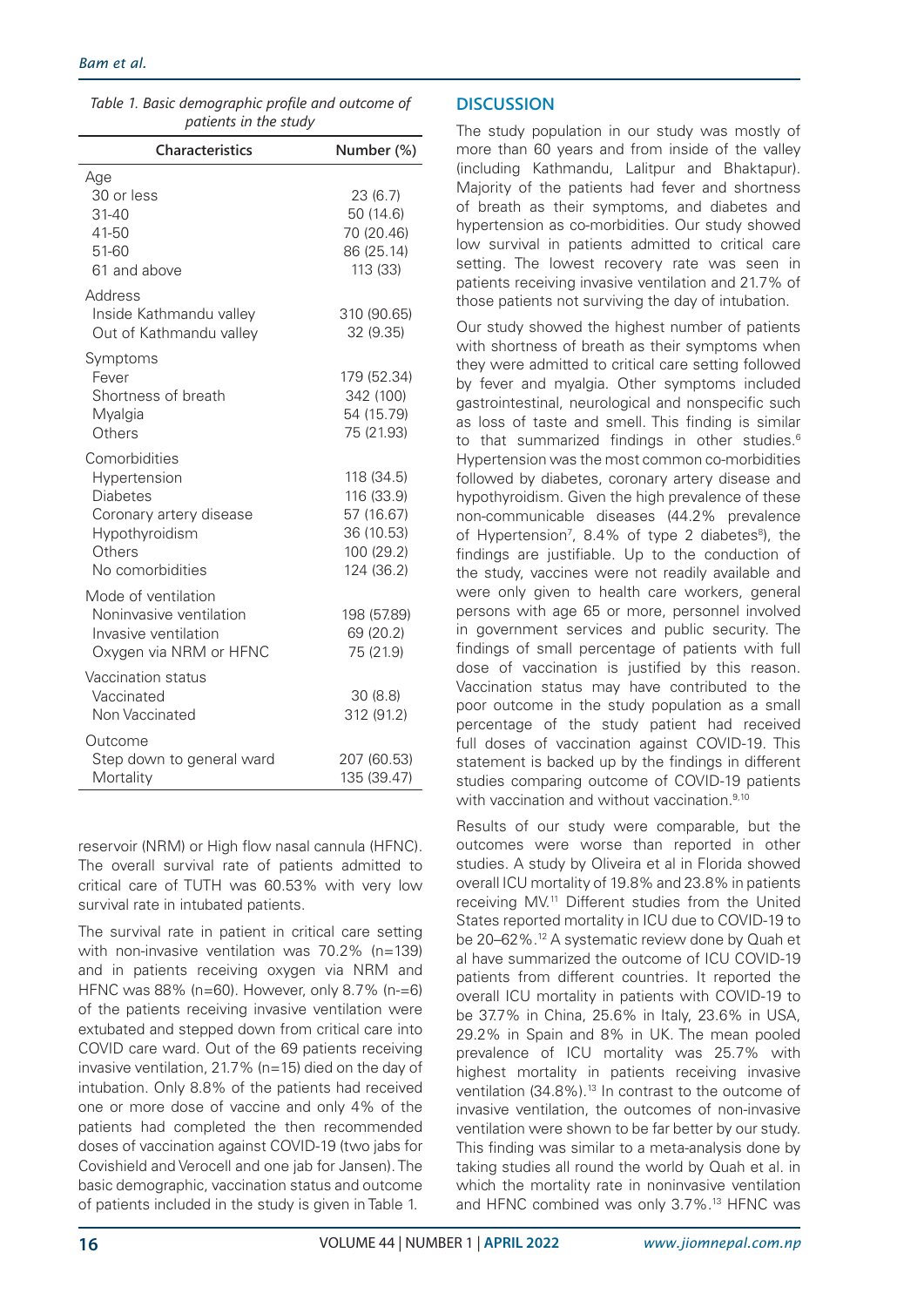*Table 1. Basic demographic profile and outcome of patients in the study*

| Characteristics | Number (%) |
|---|---|
| Age | |
| 30 or less | 23 (6.7) |
| 31-40 | 50 (14.6) |
| 41-50 | 70 (20.46) |
| 51-60 | 86 (25.14) |
| 61 and above | 113 (33) |
| Address | |
| Inside Kathmandu valley | 310 (90.65) |
| Out of Kathmandu valley | 32 (9.35) |
| Symptoms | |
| Fever | 179 (52.34) |
| Shortness of breath | 342 (100) |
| Myalgia | 54 (15.79) |
| Others | 75 (21.93) |
| Comorbidities | |
| Hypertension | 118 (34.5) |
| Diabetes | 116 (33.9) |
| Coronary artery disease | 57 (16.67) |
| Hypothyroidism | 36 (10.53) |
| Others | 100 (29.2) |
| No comorbidities | 124 (36.2) |
| Mode of ventilation | |
| Noninvasive ventilation | 198 (57.89) |
| Invasive ventilation | 69 (20.2) |
| Oxygen via NRM or HFNC | 75 (21.9) |
| Vaccination status | |
| Vaccinated | 30 (8.8) |
| Non Vaccinated | 312 (91.2) |
| Outcome | |
| Step down to general ward | 207 (60.53) |
| Mortality | 135 (39.47) |

reservoir (NRM) or High flow nasal cannula (HFNC). The overall survival rate of patients admitted to critical care of TUTH was 60.53% with very low survival rate in intubated patients.

The survival rate in patient in critical care setting with non-invasive ventilation was 70.2% (n=139) and in patients receiving oxygen via NRM and HFNC was 88% (n=60). However, only 8.7% (n-=6) of the patients receiving invasive ventilation were extubated and stepped down from critical care into COVID care ward. Out of the 69 patients receiving invasive ventilation, 21.7% (n=15) died on the day of intubation. Only 8.8% of the patients had received one or more dose of vaccine and only 4% of the patients had completed the then recommended doses of vaccination against COVID-19 (two jabs for Covishield and Verocell and one jab for Jansen). The basic demographic, vaccination status and outcome of patients included in the study is given in Table 1.

## DISCUSSION

The study population in our study was mostly of more than 60 years and from inside of the valley (including Kathmandu, Lalitpur and Bhaktapur). Majority of the patients had fever and shortness of breath as their symptoms, and diabetes and hypertension as co-morbidities. Our study showed low survival in patients admitted to critical care setting. The lowest recovery rate was seen in patients receiving invasive ventilation and 21.7% of those patients not surviving the day of intubation.

Our study showed the highest number of patients with shortness of breath as their symptoms when they were admitted to critical care setting followed by fever and myalgia. Other symptoms included gastrointestinal, neurological and nonspecific such as loss of taste and smell. This finding is similar to that summarized findings in other studies.[6] Hypertension was the most common co-morbidities followed by diabetes, coronary artery disease and hypothyroidism. Given the high prevalence of these non-communicable diseases (44.2% prevalence of Hypertension[7], 8.4% of type 2 diabetes[8]), the findings are justifiable. Up to the conduction of the study, vaccines were not readily available and were only given to health care workers, general persons with age 65 or more, personnel involved in government services and public security. The findings of small percentage of patients with full dose of vaccination is justified by this reason. Vaccination status may have contributed to the poor outcome in the study population as a small percentage of the study patient had received full doses of vaccination against COVID-19. This statement is backed up by the findings in different studies comparing outcome of COVID-19 patients with vaccination and without vaccination.[9,10]

Results of our study were comparable, but the outcomes were worse than reported in other studies. A study by Oliveira et al in Florida showed overall ICU mortality of 19.8% and 23.8% in patients receiving MV.[11] Different studies from the United States reported mortality in ICU due to COVID-19 to be 20–62%.[12] A systematic review done by Quah et al have summarized the outcome of ICU COVID-19 patients from different countries. It reported the overall ICU mortality in patients with COVID-19 to be 37.7% in China, 25.6% in Italy, 23.6% in USA, 29.2% in Spain and 8% in UK. The mean pooled prevalence of ICU mortality was 25.7% with highest mortality in patients receiving invasive ventilation (34.8%).[13] In contrast to the outcome of invasive ventilation, the outcomes of non-invasive ventilation were shown to be far better by our study. This finding was similar to a meta-analysis done by taking studies all round the world by Quah et al. in which the mortality rate in noninvasive ventilation and HFNC combined was only 3.7%.[13] HFNC was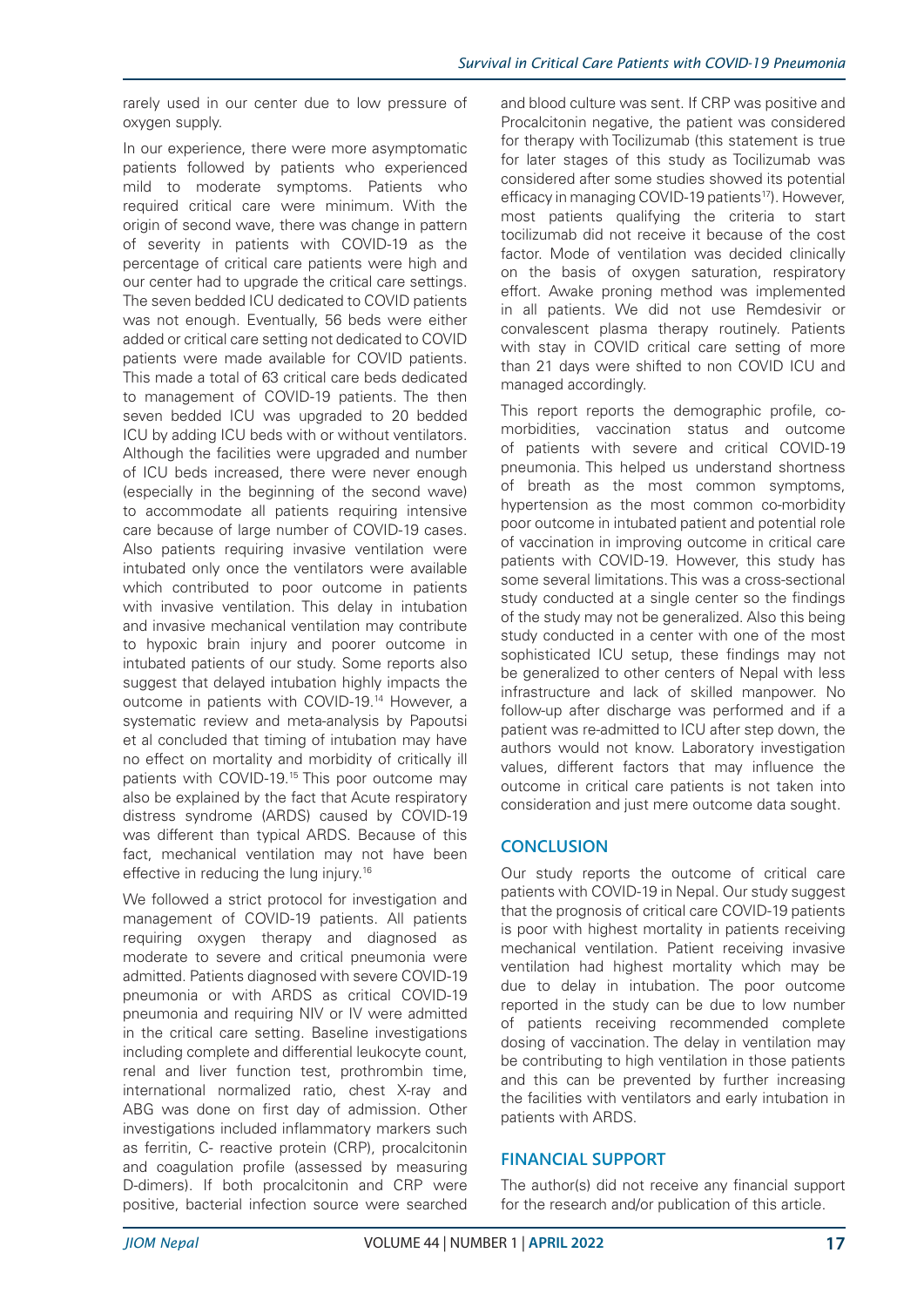rarely used in our center due to low pressure of oxygen supply.

In our experience, there were more asymptomatic patients followed by patients who experienced mild to moderate symptoms. Patients who required critical care were minimum. With the origin of second wave, there was change in pattern of severity in patients with COVID-19 as the percentage of critical care patients were high and our center had to upgrade the critical care settings. The seven bedded ICU dedicated to COVID patients was not enough. Eventually, 56 beds were either added or critical care setting not dedicated to COVID patients were made available for COVID patients. This made a total of 63 critical care beds dedicated to management of COVID-19 patients. The then seven bedded ICU was upgraded to 20 bedded ICU by adding ICU beds with or without ventilators. Although the facilities were upgraded and number of ICU beds increased, there were never enough (especially in the beginning of the second wave) to accommodate all patients requiring intensive care because of large number of COVID-19 cases. Also patients requiring invasive ventilation were intubated only once the ventilators were available which contributed to poor outcome in patients with invasive ventilation. This delay in intubation and invasive mechanical ventilation may contribute to hypoxic brain injury and poorer outcome in intubated patients of our study. Some reports also suggest that delayed intubation highly impacts the outcome in patients with COVID-19.[14] However, a systematic review and meta-analysis by Papoutsi et al concluded that timing of intubation may have no effect on mortality and morbidity of critically ill patients with COVID-19.[15] This poor outcome may also be explained by the fact that Acute respiratory distress syndrome (ARDS) caused by COVID-19 was different than typical ARDS. Because of this fact, mechanical ventilation may not have been effective in reducing the lung injury.[16]

We followed a strict protocol for investigation and management of COVID-19 patients. All patients requiring oxygen therapy and diagnosed as moderate to severe and critical pneumonia were admitted. Patients diagnosed with severe COVID-19 pneumonia or with ARDS as critical COVID-19 pneumonia and requiring NIV or IV were admitted in the critical care setting. Baseline investigations including complete and differential leukocyte count, renal and liver function test, prothrombin time, international normalized ratio, chest X-ray and ABG was done on first day of admission. Other investigations included inflammatory markers such as ferritin, C- reactive protein (CRP), procalcitonin and coagulation profile (assessed by measuring D-dimers). If both procalcitonin and CRP were positive, bacterial infection source were searched and blood culture was sent. If CRP was positive and Procalcitonin negative, the patient was considered for therapy with Tocilizumab (this statement is true for later stages of this study as Tocilizumab was considered after some studies showed its potential efficacy in managing COVID-19 patients[17]). However, most patients qualifying the criteria to start tocilizumab did not receive it because of the cost factor. Mode of ventilation was decided clinically on the basis of oxygen saturation, respiratory effort. Awake proning method was implemented in all patients. We did not use Remdesivir or convalescent plasma therapy routinely. Patients with stay in COVID critical care setting of more than 21 days were shifted to non COVID ICU and managed accordingly.

This report reports the demographic profile, co-morbidities, vaccination status and outcome of patients with severe and critical COVID-19 pneumonia. This helped us understand shortness of breath as the most common symptoms, hypertension as the most common co-morbidity poor outcome in intubated patient and potential role of vaccination in improving outcome in critical care patients with COVID-19. However, this study has some several limitations. This was a cross-sectional study conducted at a single center so the findings of the study may not be generalized. Also this being study conducted in a center with one of the most sophisticated ICU setup, these findings may not be generalized to other centers of Nepal with less infrastructure and lack of skilled manpower. No follow-up after discharge was performed and if a patient was re-admitted to ICU after step down, the authors would not know. Laboratory investigation values, different factors that may influence the outcome in critical care patients is not taken into consideration and just mere outcome data sought.

## CONCLUSION

Our study reports the outcome of critical care patients with COVID-19 in Nepal. Our study suggest that the prognosis of critical care COVID-19 patients is poor with highest mortality in patients receiving mechanical ventilation. Patient receiving invasive ventilation had highest mortality which may be due to delay in intubation. The poor outcome reported in the study can be due to low number of patients receiving recommended complete dosing of vaccination. The delay in ventilation may be contributing to high ventilation in those patients and this can be prevented by further increasing the facilities with ventilators and early intubation in patients with ARDS.

## FINANCIAL SUPPORT

The author(s) did not receive any financial support for the research and/or publication of this article.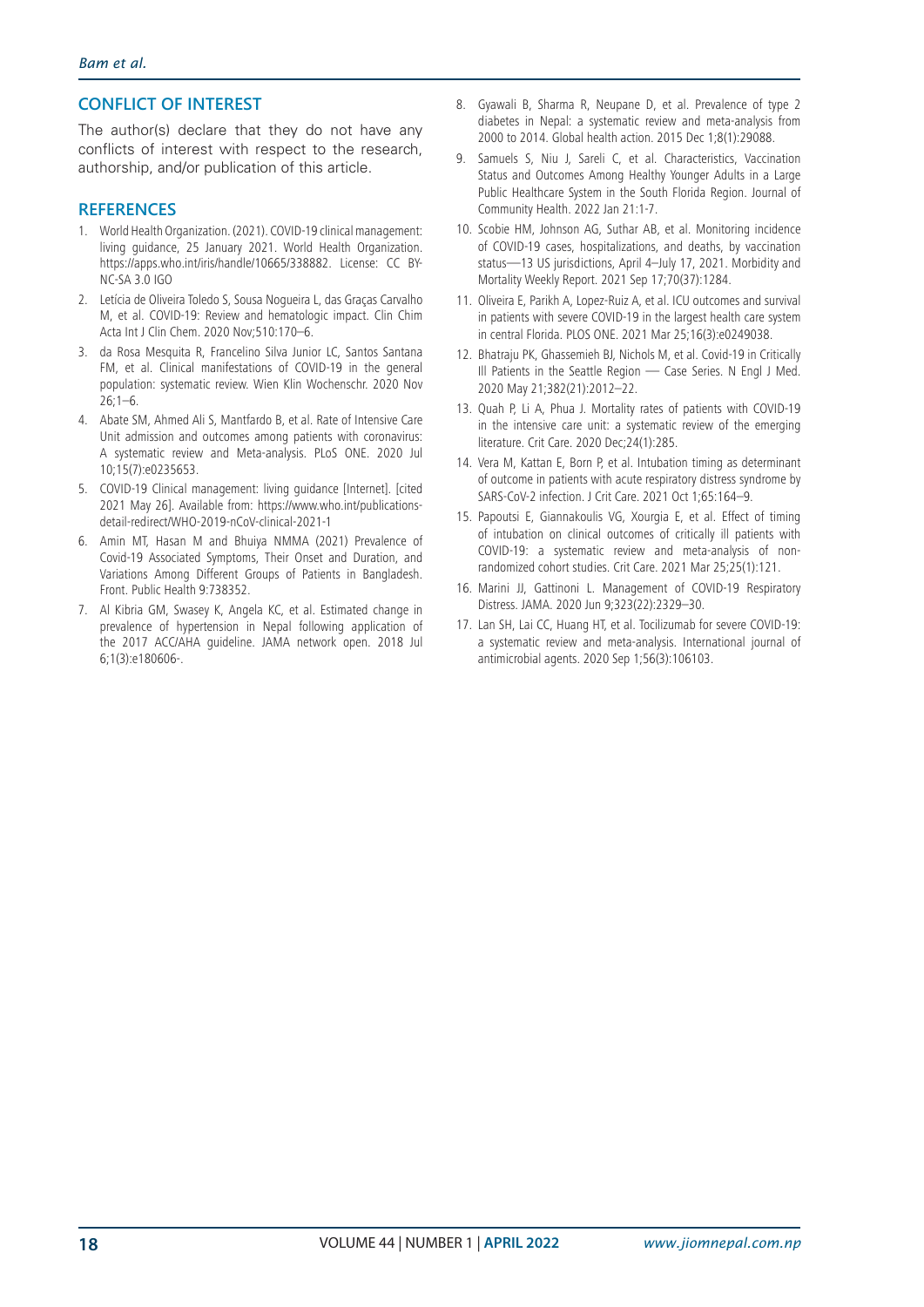## CONFLICT OF INTEREST

The author(s) declare that they do not have any conflicts of interest with respect to the research, authorship, and/or publication of this article.

## REFERENCES

1. World Health Organization. (2021). COVID-19 clinical management: living guidance, 25 January 2021. World Health Organization. https://apps.who.int/iris/handle/10665/338882. License: CC BY-NC-SA 3.0 IGO
2. Letícia de Oliveira Toledo S, Sousa Nogueira L, das Graças Carvalho M, et al. COVID-19: Review and hematologic impact. Clin Chim Acta Int J Clin Chem. 2020 Nov;510:170–6.
3. da Rosa Mesquita R, Francelino Silva Junior LC, Santos Santana FM, et al. Clinical manifestations of COVID-19 in the general population: systematic review. Wien Klin Wochenschr. 2020 Nov 26;1–6.
4. Abate SM, Ahmed Ali S, Mantfardo B, et al. Rate of Intensive Care Unit admission and outcomes among patients with coronavirus: A systematic review and Meta-analysis. PLoS ONE. 2020 Jul 10;15(7):e0235653.
5. COVID-19 Clinical management: living guidance [Internet]. [cited 2021 May 26]. Available from: https://www.who.int/publications-detail-redirect/WHO-2019-nCoV-clinical-2021-1
6. Amin MT, Hasan M and Bhuiya NMMA (2021) Prevalence of Covid-19 Associated Symptoms, Their Onset and Duration, and Variations Among Different Groups of Patients in Bangladesh. Front. Public Health 9:738352.
7. Al Kibria GM, Swasey K, Angela KC, et al. Estimated change in prevalence of hypertension in Nepal following application of the 2017 ACC/AHA guideline. JAMA network open. 2018 Jul 6;1(3):e180606-.
8. Gyawali B, Sharma R, Neupane D, et al. Prevalence of type 2 diabetes in Nepal: a systematic review and meta-analysis from 2000 to 2014. Global health action. 2015 Dec 1;8(1):29088.
9. Samuels S, Niu J, Sareli C, et al. Characteristics, Vaccination Status and Outcomes Among Healthy Younger Adults in a Large Public Healthcare System in the South Florida Region. Journal of Community Health. 2022 Jan 21:1-7.
10. Scobie HM, Johnson AG, Suthar AB, et al. Monitoring incidence of COVID-19 cases, hospitalizations, and deaths, by vaccination status—13 US jurisdictions, April 4–July 17, 2021. Morbidity and Mortality Weekly Report. 2021 Sep 17;70(37):1284.
11. Oliveira E, Parikh A, Lopez-Ruiz A, et al. ICU outcomes and survival in patients with severe COVID-19 in the largest health care system in central Florida. PLOS ONE. 2021 Mar 25;16(3):e0249038.
12. Bhatraju PK, Ghassemieh BJ, Nichols M, et al. Covid-19 in Critically Ill Patients in the Seattle Region — Case Series. N Engl J Med. 2020 May 21;382(21):2012–22.
13. Quah P, Li A, Phua J. Mortality rates of patients with COVID-19 in the intensive care unit: a systematic review of the emerging literature. Crit Care. 2020 Dec;24(1):285.
14. Vera M, Kattan E, Born P, et al. Intubation timing as determinant of outcome in patients with acute respiratory distress syndrome by SARS-CoV-2 infection. J Crit Care. 2021 Oct 1;65:164–9.
15. Papoutsi E, Giannakoulis VG, Xourgia E, et al. Effect of timing of intubation on clinical outcomes of critically ill patients with COVID-19: a systematic review and meta-analysis of non-randomized cohort studies. Crit Care. 2021 Mar 25;25(1):121.
16. Marini JJ, Gattinoni L. Management of COVID-19 Respiratory Distress. JAMA. 2020 Jun 9;323(22):2329–30.
17. Lan SH, Lai CC, Huang HT, et al. Tocilizumab for severe COVID-19: a systematic review and meta-analysis. International journal of antimicrobial agents. 2020 Sep 1;56(3):106103.